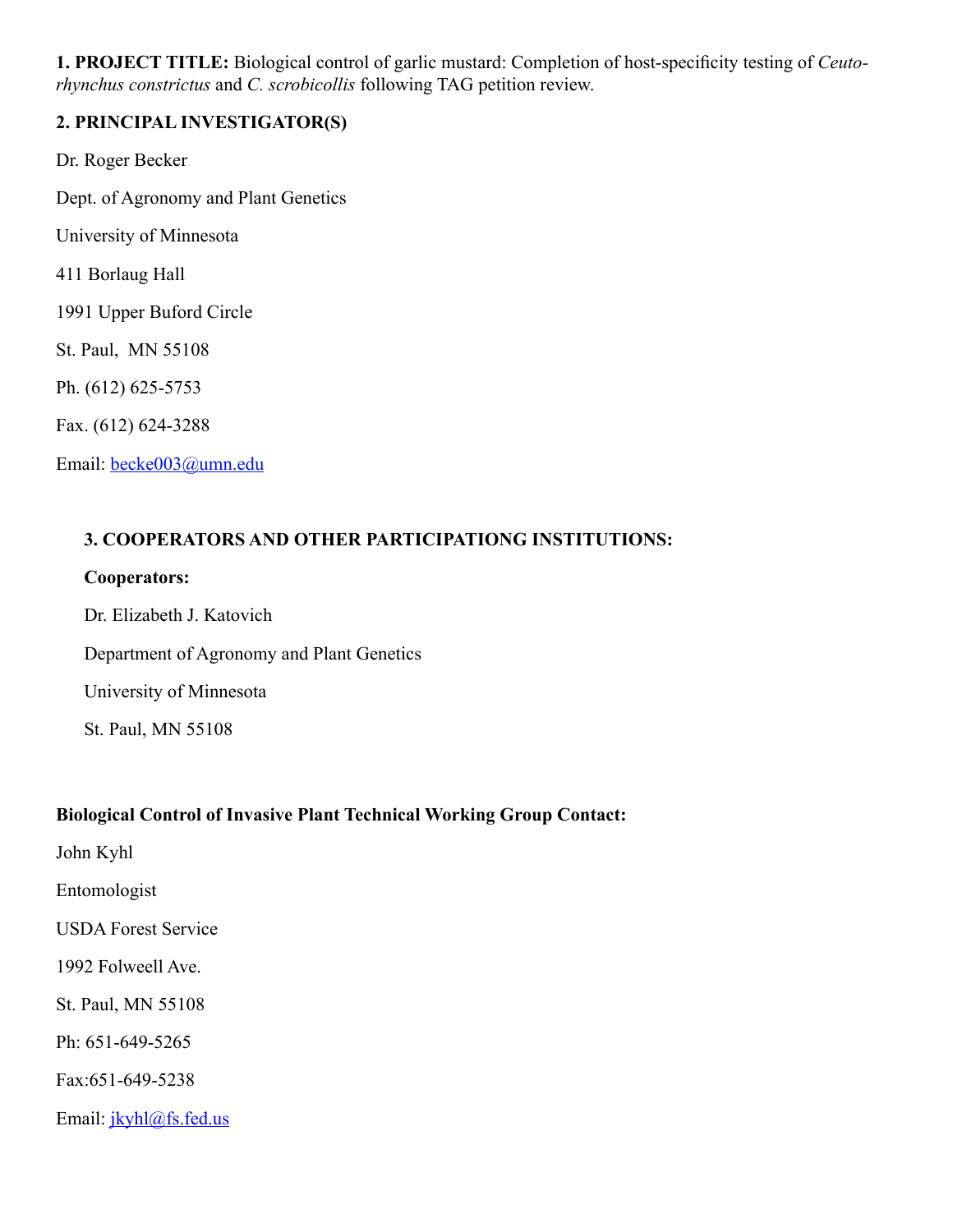**1. PROJECT TITLE:** Biological control of garlic mustard: Completion of host-specificity testing of *Ceutorhynchus constrictus* and *C. scrobicollis* following TAG petition review.

**2. PRINCIPAL INVESTIGATOR(S)**

Dr. Roger Becker

Dept. of Agronomy and Plant Genetics

University of Minnesota

411 Borlaug Hall

1991 Upper Buford Circle

St. Paul, MN 55108

Ph. (612) 625-5753

Fax. (612) 624-3288

Email: becke003@umn.edu

**3. COOPERATORS AND OTHER PARTICIPATIONG INSTITUTIONS:**

**Cooperators:**

Dr. Elizabeth J. Katovich

Department of Agronomy and Plant Genetics

University of Minnesota

St. Paul, MN 55108

**Biological Control of Invasive Plant Technical Working Group Contact:**

John Kyhl

Entomologist

USDA Forest Service

1992 Folweell Ave.

St. Paul, MN 55108

Ph: 651-649-5265

Fax:651-649-5238

Email: jkyhl@fs.fed.us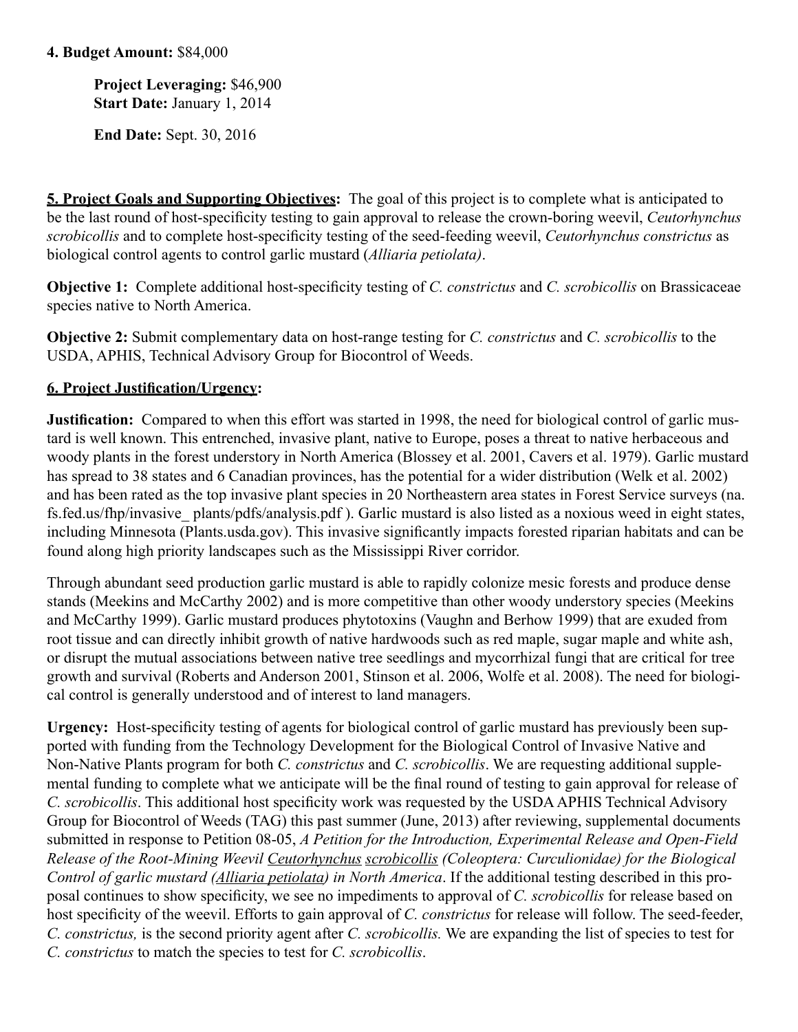**4. Budget Amount:** $84,000

**Project Leveraging:** $46,900
**Start Date:** January 1, 2014

**End Date:** Sept. 30, 2016

**5. Project Goals and Supporting Objectives:** The goal of this project is to complete what is anticipated to be the last round of host-specificity testing to gain approval to release the crown-boring weevil, *Ceutorhynchus scrobicollis* and to complete host-specificity testing of the seed-feeding weevil, *Ceutorhynchus constrictus* as biological control agents to control garlic mustard (*Alliaria petiolata)*.

**Objective 1:** Complete additional host-specificity testing of *C. constrictus* and *C. scrobicollis* on Brassicaceae species native to North America.

**Objective 2:** Submit complementary data on host-range testing for *C. constrictus* and *C. scrobicollis* to the USDA, APHIS, Technical Advisory Group for Biocontrol of Weeds.

**6. Project Justification/Urgency:**

**Justification:** Compared to when this effort was started in 1998, the need for biological control of garlic mustard is well known. This entrenched, invasive plant, native to Europe, poses a threat to native herbaceous and woody plants in the forest understory in North America (Blossey et al. 2001, Cavers et al. 1979). Garlic mustard has spread to 38 states and 6 Canadian provinces, has the potential for a wider distribution (Welk et al. 2002) and has been rated as the top invasive plant species in 20 Northeastern area states in Forest Service surveys (na.fs.fed.us/fhp/invasive_ plants/pdfs/analysis.pdf ). Garlic mustard is also listed as a noxious weed in eight states, including Minnesota (Plants.usda.gov). This invasive significantly impacts forested riparian habitats and can be found along high priority landscapes such as the Mississippi River corridor.

Through abundant seed production garlic mustard is able to rapidly colonize mesic forests and produce dense stands (Meekins and McCarthy 2002) and is more competitive than other woody understory species (Meekins and McCarthy 1999). Garlic mustard produces phytotoxins (Vaughn and Berhow 1999) that are exuded from root tissue and can directly inhibit growth of native hardwoods such as red maple, sugar maple and white ash, or disrupt the mutual associations between native tree seedlings and mycorrhizal fungi that are critical for tree growth and survival (Roberts and Anderson 2001, Stinson et al. 2006, Wolfe et al. 2008). The need for biological control is generally understood and of interest to land managers.

**Urgency:** Host-specificity testing of agents for biological control of garlic mustard has previously been supported with funding from the Technology Development for the Biological Control of Invasive Native and Non-Native Plants program for both *C. constrictus* and *C. scrobicollis*. We are requesting additional supplemental funding to complete what we anticipate will be the final round of testing to gain approval for release of *C. scrobicollis*. This additional host specificity work was requested by the USDA APHIS Technical Advisory Group for Biocontrol of Weeds (TAG) this past summer (June, 2013) after reviewing, supplemental documents submitted in response to Petition 08-05, *A Petition for the Introduction, Experimental Release and Open-Field Release of the Root-Mining Weevil Ceutorhynchus scrobicollis (Coleoptera: Curculionidae) for the Biological Control of garlic mustard (Alliaria petiolata) in North America*. If the additional testing described in this proposal continues to show specificity, we see no impediments to approval of *C. scrobicollis* for release based on host specificity of the weevil. Efforts to gain approval of *C. constrictus* for release will follow. The seed-feeder, *C. constrictus,* is the second priority agent after *C. scrobicollis.* We are expanding the list of species to test for *C. constrictus* to match the species to test for *C. scrobicollis*.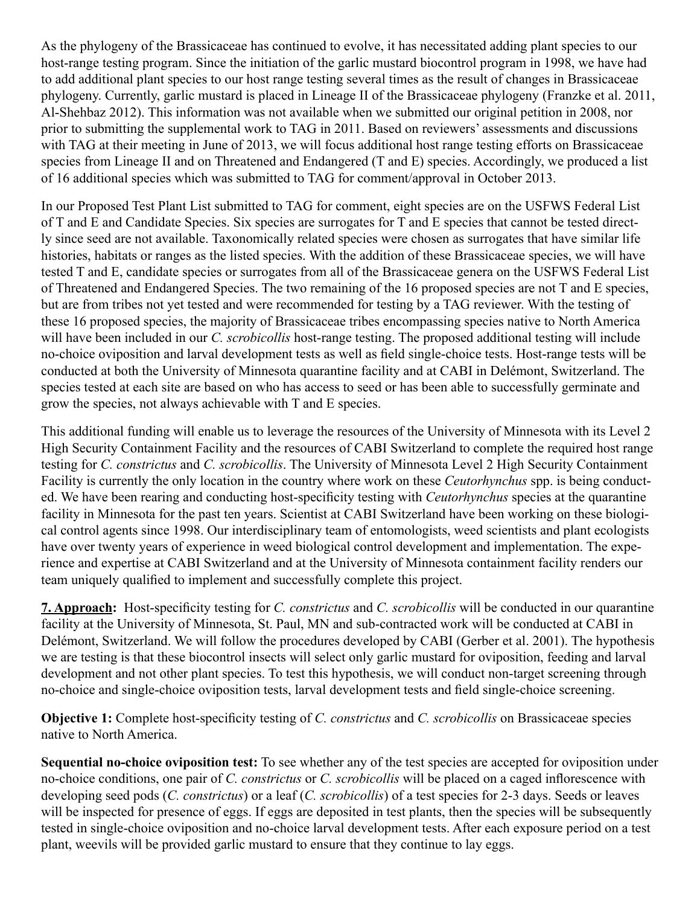As the phylogeny of the Brassicaceae has continued to evolve, it has necessitated adding plant species to our host-range testing program. Since the initiation of the garlic mustard biocontrol program in 1998, we have had to add additional plant species to our host range testing several times as the result of changes in Brassicaceae phylogeny. Currently, garlic mustard is placed in Lineage II of the Brassicaceae phylogeny (Franzke et al. 2011, Al-Shehbaz 2012). This information was not available when we submitted our original petition in 2008, nor prior to submitting the supplemental work to TAG in 2011. Based on reviewers' assessments and discussions with TAG at their meeting in June of 2013, we will focus additional host range testing efforts on Brassicaceae species from Lineage II and on Threatened and Endangered (T and E) species. Accordingly, we produced a list of 16 additional species which was submitted to TAG for comment/approval in October 2013.

In our Proposed Test Plant List submitted to TAG for comment, eight species are on the USFWS Federal List of T and E and Candidate Species. Six species are surrogates for T and E species that cannot be tested directly since seed are not available. Taxonomically related species were chosen as surrogates that have similar life histories, habitats or ranges as the listed species. With the addition of these Brassicaceae species, we will have tested T and E, candidate species or surrogates from all of the Brassicaceae genera on the USFWS Federal List of Threatened and Endangered Species. The two remaining of the 16 proposed species are not T and E species, but are from tribes not yet tested and were recommended for testing by a TAG reviewer. With the testing of these 16 proposed species, the majority of Brassicaceae tribes encompassing species native to North America will have been included in our *C. scrobicollis* host-range testing. The proposed additional testing will include no-choice oviposition and larval development tests as well as field single-choice tests. Host-range tests will be conducted at both the University of Minnesota quarantine facility and at CABI in Delémont, Switzerland. The species tested at each site are based on who has access to seed or has been able to successfully germinate and grow the species, not always achievable with T and E species.

This additional funding will enable us to leverage the resources of the University of Minnesota with its Level 2 High Security Containment Facility and the resources of CABI Switzerland to complete the required host range testing for *C. constrictus* and *C. scrobicollis*. The University of Minnesota Level 2 High Security Containment Facility is currently the only location in the country where work on these *Ceutorhynchus* spp. is being conducted. We have been rearing and conducting host-specificity testing with *Ceutorhynchus* species at the quarantine facility in Minnesota for the past ten years. Scientist at CABI Switzerland have been working on these biological control agents since 1998. Our interdisciplinary team of entomologists, weed scientists and plant ecologists have over twenty years of experience in weed biological control development and implementation. The experience and expertise at CABI Switzerland and at the University of Minnesota containment facility renders our team uniquely qualified to implement and successfully complete this project.

**7. Approach:** Host-specificity testing for *C. constrictus* and *C. scrobicollis* will be conducted in our quarantine facility at the University of Minnesota, St. Paul, MN and sub-contracted work will be conducted at CABI in Delémont, Switzerland. We will follow the procedures developed by CABI (Gerber et al. 2001). The hypothesis we are testing is that these biocontrol insects will select only garlic mustard for oviposition, feeding and larval development and not other plant species. To test this hypothesis, we will conduct non-target screening through no-choice and single-choice oviposition tests, larval development tests and field single-choice screening.

**Objective 1:** Complete host-specificity testing of *C. constrictus* and *C. scrobicollis* on Brassicaceae species native to North America.

**Sequential no-choice oviposition test:** To see whether any of the test species are accepted for oviposition under no-choice conditions, one pair of *C. constrictus* or *C. scrobicollis* will be placed on a caged inflorescence with developing seed pods (*C. constrictus*) or a leaf (*C. scrobicollis*) of a test species for 2-3 days. Seeds or leaves will be inspected for presence of eggs. If eggs are deposited in test plants, then the species will be subsequently tested in single-choice oviposition and no-choice larval development tests. After each exposure period on a test plant, weevils will be provided garlic mustard to ensure that they continue to lay eggs.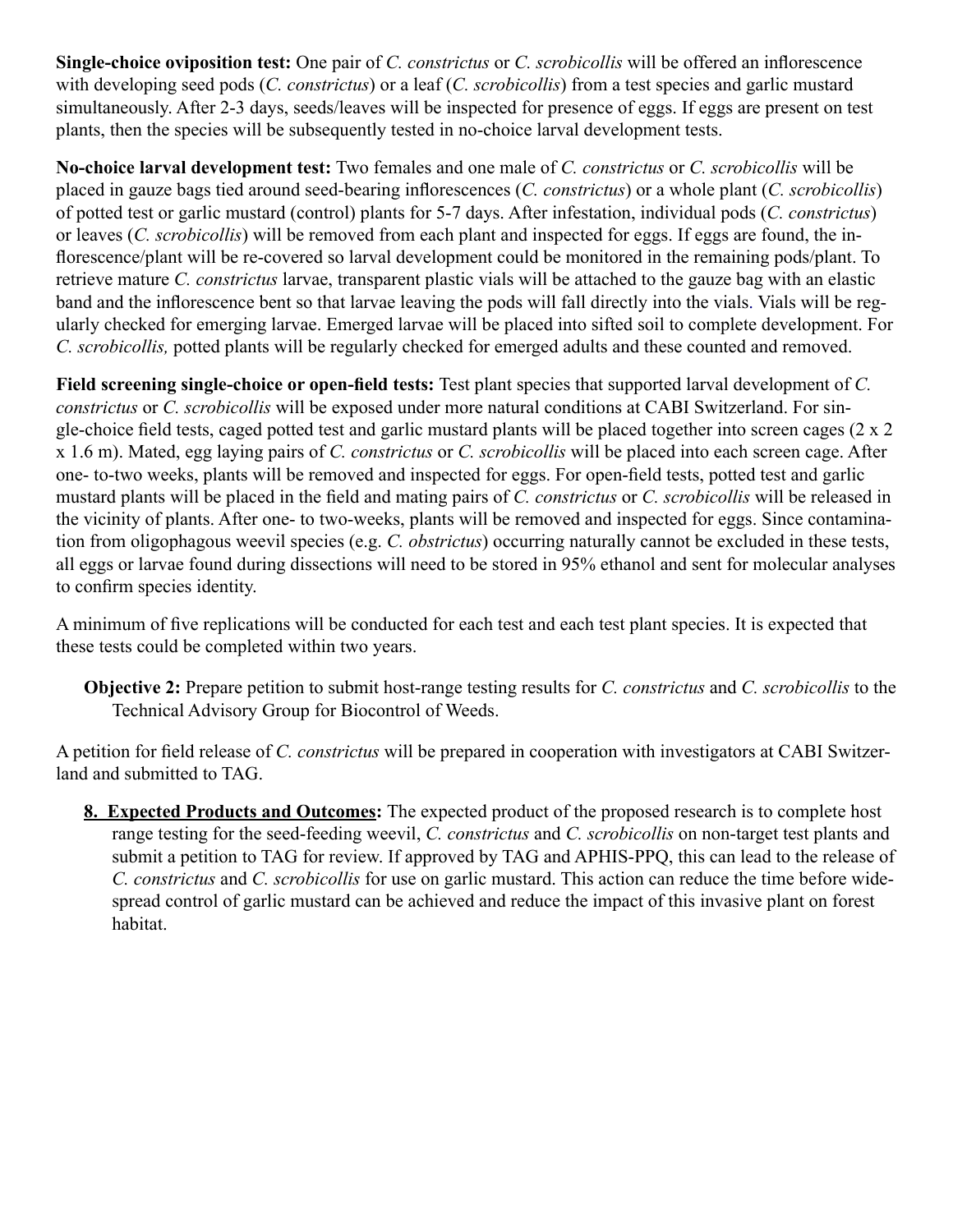**Single-choice oviposition test:** One pair of *C. constrictus* or *C. scrobicollis* will be offered an inflorescence with developing seed pods (*C. constrictus*) or a leaf (*C. scrobicollis*) from a test species and garlic mustard simultaneously. After 2-3 days, seeds/leaves will be inspected for presence of eggs. If eggs are present on test plants, then the species will be subsequently tested in no-choice larval development tests.

**No-choice larval development test:** Two females and one male of *C. constrictus* or *C. scrobicollis* will be placed in gauze bags tied around seed-bearing inflorescences (*C. constrictus*) or a whole plant (*C. scrobicollis*) of potted test or garlic mustard (control) plants for 5-7 days. After infestation, individual pods (*C. constrictus*) or leaves (*C. scrobicollis*) will be removed from each plant and inspected for eggs. If eggs are found, the inflorescence/plant will be re-covered so larval development could be monitored in the remaining pods/plant. To retrieve mature *C. constrictus* larvae, transparent plastic vials will be attached to the gauze bag with an elastic band and the inflorescence bent so that larvae leaving the pods will fall directly into the vials. Vials will be regularly checked for emerging larvae. Emerged larvae will be placed into sifted soil to complete development. For *C. scrobicollis,* potted plants will be regularly checked for emerged adults and these counted and removed.

**Field screening single-choice or open-field tests:** Test plant species that supported larval development of *C. constrictus* or *C. scrobicollis* will be exposed under more natural conditions at CABI Switzerland. For single-choice field tests, caged potted test and garlic mustard plants will be placed together into screen cages (2 x 2 x 1.6 m). Mated, egg laying pairs of *C. constrictus* or *C. scrobicollis* will be placed into each screen cage. After one- to-two weeks, plants will be removed and inspected for eggs. For open-field tests, potted test and garlic mustard plants will be placed in the field and mating pairs of *C. constrictus* or *C. scrobicollis* will be released in the vicinity of plants. After one- to two-weeks, plants will be removed and inspected for eggs. Since contamination from oligophagous weevil species (e.g. *C. obstrictus*) occurring naturally cannot be excluded in these tests, all eggs or larvae found during dissections will need to be stored in 95% ethanol and sent for molecular analyses to confirm species identity.

A minimum of five replications will be conducted for each test and each test plant species. It is expected that these tests could be completed within two years.

**Objective 2:** Prepare petition to submit host-range testing results for *C. constrictus* and *C. scrobicollis* to the Technical Advisory Group for Biocontrol of Weeds.

A petition for field release of *C. constrictus* will be prepared in cooperation with investigators at CABI Switzerland and submitted to TAG.

**8. Expected Products and Outcomes:** The expected product of the proposed research is to complete host range testing for the seed-feeding weevil, *C. constrictus* and *C. scrobicollis* on non-target test plants and submit a petition to TAG for review. If approved by TAG and APHIS-PPQ, this can lead to the release of *C. constrictus* and *C. scrobicollis* for use on garlic mustard. This action can reduce the time before widespread control of garlic mustard can be achieved and reduce the impact of this invasive plant on forest habitat.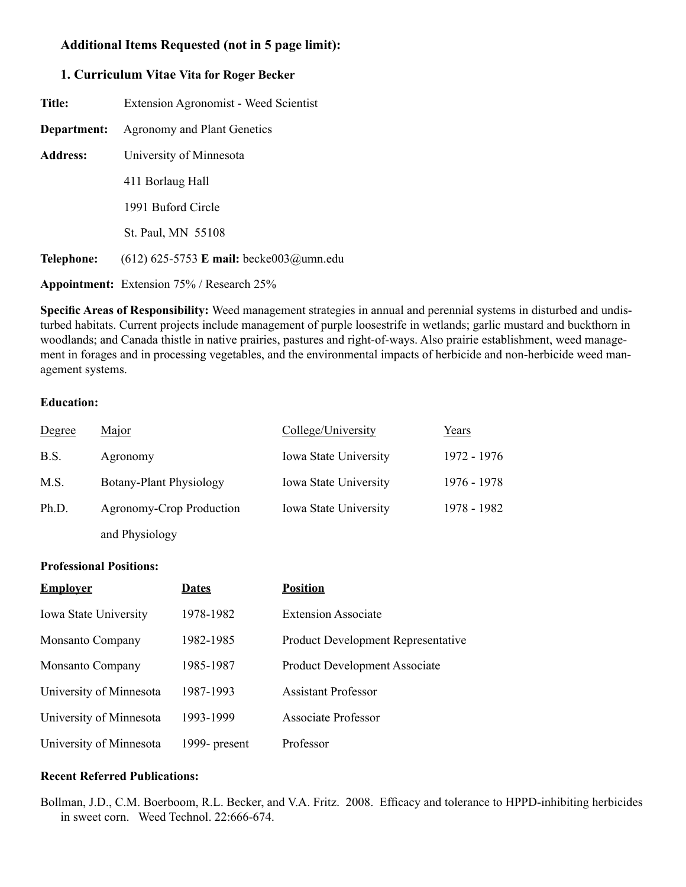### Additional Items Requested (not in 5 page limit):

### 1. Curriculum Vitae Vita for Roger Becker

**Title:** Extension Agronomist - Weed Scientist

**Department:** Agronomy and Plant Genetics

**Address:** University of Minnesota
411 Borlaug Hall
1991 Buford Circle
St. Paul, MN 55108

**Telephone:** (612) 625-5753 **E mail:** becke003@umn.edu

**Appointment:** Extension 75% / Research 25%

**Specific Areas of Responsibility:** Weed management strategies in annual and perennial systems in disturbed and undisturbed habitats. Current projects include management of purple loosestrife in wetlands; garlic mustard and buckthorn in woodlands; and Canada thistle in native prairies, pastures and right-of-ways. Also prairie establishment, weed management in forages and in processing vegetables, and the environmental impacts of herbicide and non-herbicide weed management systems.

**Education:**

| Degree | Major | College/University | Years |
|---|---|---|---|
| B.S. | Agronomy | Iowa State University | 1972 - 1976 |
| M.S. | Botany-Plant Physiology | Iowa State University | 1976 - 1978 |
| Ph.D. | Agronomy-Crop Production and Physiology | Iowa State University | 1978 - 1982 |

**Professional Positions:**

| Employer | Dates | Position |
|---|---|---|
| Iowa State University | 1978-1982 | Extension Associate |
| Monsanto Company | 1982-1985 | Product Development Representative |
| Monsanto Company | 1985-1987 | Product Development Associate |
| University of Minnesota | 1987-1993 | Assistant Professor |
| University of Minnesota | 1993-1999 | Associate Professor |
| University of Minnesota | 1999- present | Professor |

**Recent Referred Publications:**

Bollman, J.D., C.M. Boerboom, R.L. Becker, and V.A. Fritz. 2008. Efficacy and tolerance to HPPD-inhibiting herbicides in sweet corn. Weed Technol. 22:666-674.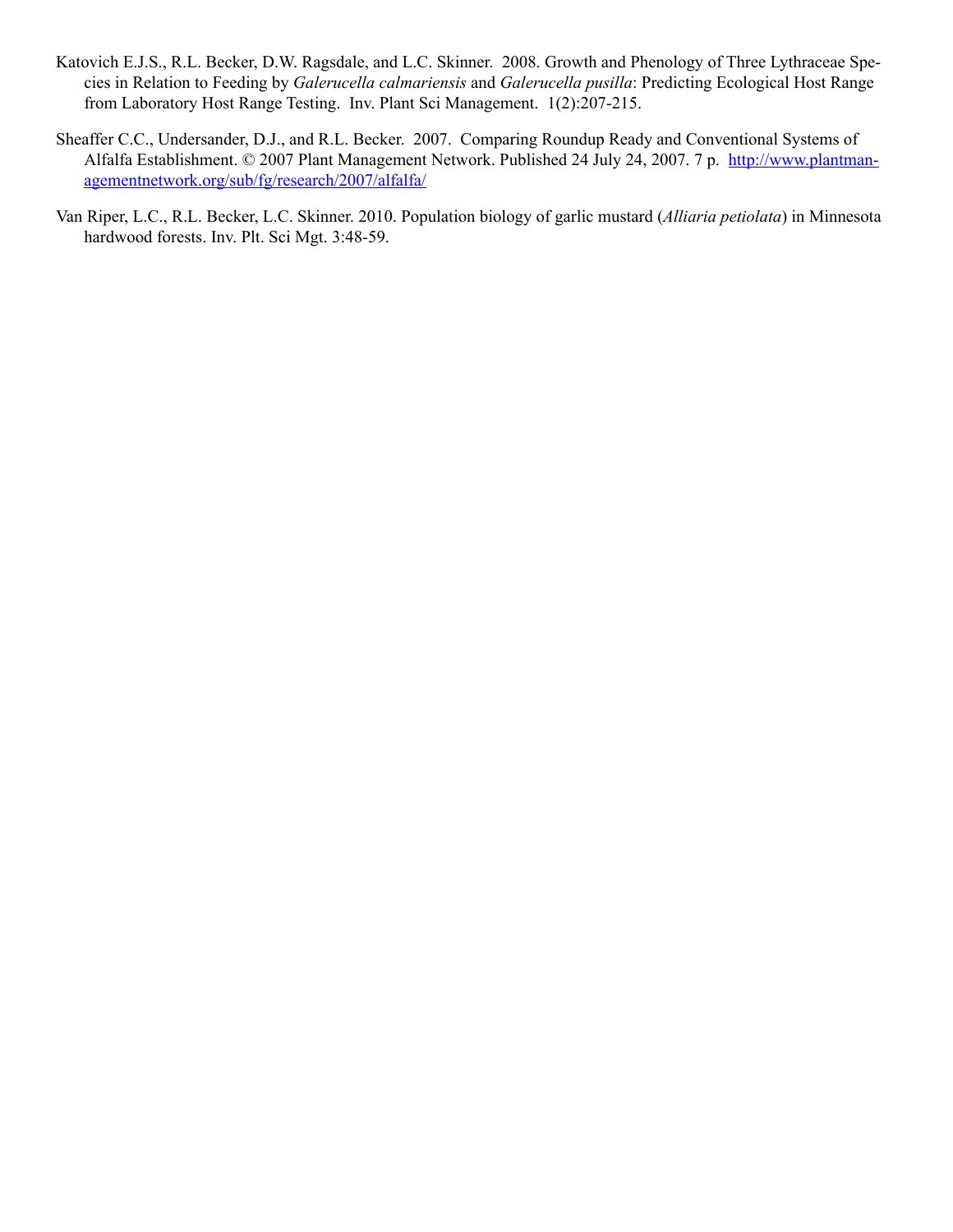Katovich E.J.S., R.L. Becker, D.W. Ragsdale, and L.C. Skinner. 2008. Growth and Phenology of Three Lythraceae Species in Relation to Feeding by *Galerucella calmariensis* and *Galerucella pusilla*: Predicting Ecological Host Range from Laboratory Host Range Testing. Inv. Plant Sci Management. 1(2):207-215.

Sheaffer C.C., Undersander, D.J., and R.L. Becker. 2007. Comparing Roundup Ready and Conventional Systems of Alfalfa Establishment. © 2007 Plant Management Network. Published 24 July 24, 2007. 7 p. [http://www.plantmanagementnetwork.org/sub/fg/research/2007/alfalfa/](http://www.plantmanagementnetwork.org/sub/fg/research/2007/alfalfa/)

Van Riper, L.C., R.L. Becker, L.C. Skinner. 2010. Population biology of garlic mustard (*Alliaria petiolata*) in Minnesota hardwood forests. Inv. Plt. Sci Mgt. 3:48-59.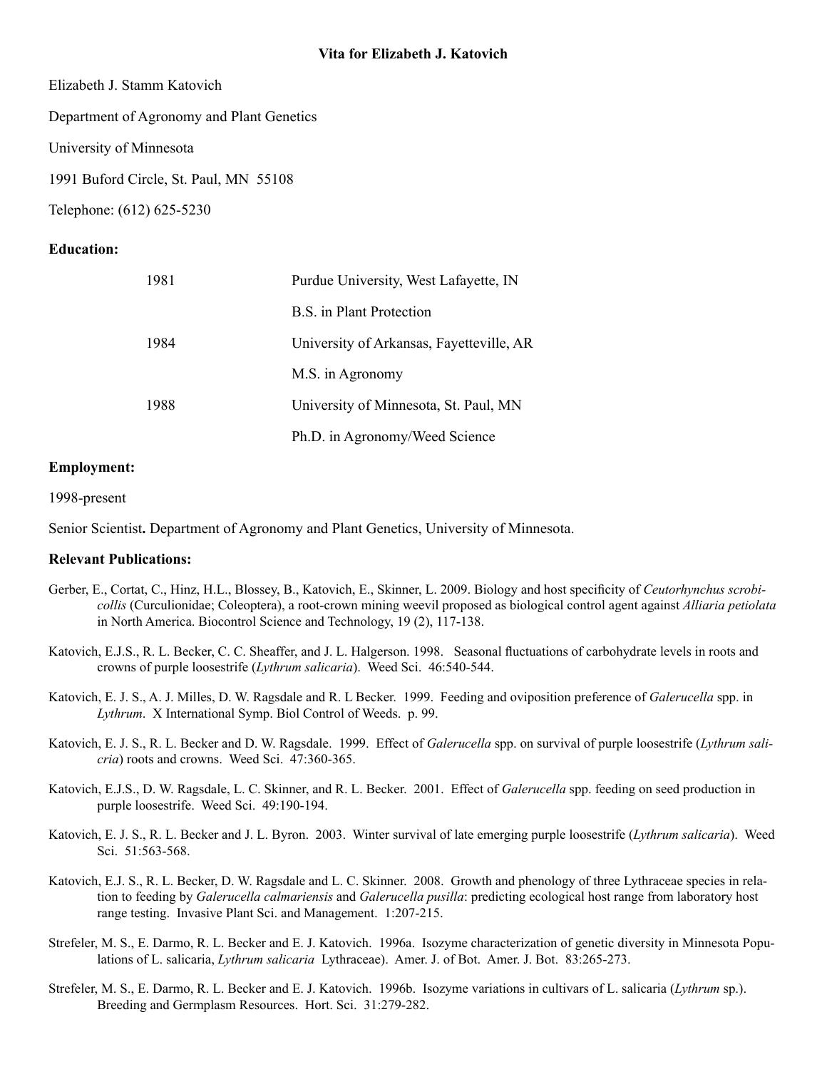**Vita for Elizabeth J. Katovich**

Elizabeth J. Stamm Katovich

Department of Agronomy and Plant Genetics

University of Minnesota

1991 Buford Circle, St. Paul, MN 55108

Telephone: (612) 625-5230

**Education:**

| | |
|---|---|
| 1981 | Purdue University, West Lafayette, IN |
| | B.S. in Plant Protection |
| 1984 | University of Arkansas, Fayetteville, AR |
| | M.S. in Agronomy |
| 1988 | University of Minnesota, St. Paul, MN |
| | Ph.D. in Agronomy/Weed Science |

**Employment:**

1998-present

Senior Scientist**.** Department of Agronomy and Plant Genetics, University of Minnesota.

**Relevant Publications:**

Gerber, E., Cortat, C., Hinz, H.L., Blossey, B., Katovich, E., Skinner, L. 2009. Biology and host specificity of *Ceutorhynchus scrobicollis* (Curculionidae; Coleoptera), a root-crown mining weevil proposed as biological control agent against *Alliaria petiolata* in North America. Biocontrol Science and Technology, 19 (2), 117-138.

Katovich, E.J.S., R. L. Becker, C. C. Sheaffer, and J. L. Halgerson. 1998. Seasonal fluctuations of carbohydrate levels in roots and crowns of purple loosestrife (*Lythrum salicaria*). Weed Sci. 46:540-544.

Katovich, E. J. S., A. J. Milles, D. W. Ragsdale and R. L Becker. 1999. Feeding and oviposition preference of *Galerucella* spp. in *Lythrum*. X International Symp. Biol Control of Weeds. p. 99.

Katovich, E. J. S., R. L. Becker and D. W. Ragsdale. 1999. Effect of *Galerucella* spp. on survival of purple loosestrife (*Lythrum salicria*) roots and crowns. Weed Sci. 47:360-365.

Katovich, E.J.S., D. W. Ragsdale, L. C. Skinner, and R. L. Becker. 2001. Effect of *Galerucella* spp. feeding on seed production in purple loosestrife. Weed Sci. 49:190-194.

Katovich, E. J. S., R. L. Becker and J. L. Byron. 2003. Winter survival of late emerging purple loosestrife (*Lythrum salicaria*). Weed Sci. 51:563-568.

Katovich, E.J. S., R. L. Becker, D. W. Ragsdale and L. C. Skinner. 2008. Growth and phenology of three Lythraceae species in relation to feeding by *Galerucella calmariensis* and *Galerucella pusilla*: predicting ecological host range from laboratory host range testing. Invasive Plant Sci. and Management. 1:207-215.

Strefeler, M. S., E. Darmo, R. L. Becker and E. J. Katovich. 1996a. Isozyme characterization of genetic diversity in Minnesota Populations of L. salicaria, *Lythrum salicaria* Lythraceae). Amer. J. of Bot. Amer. J. Bot. 83:265-273.

Strefeler, M. S., E. Darmo, R. L. Becker and E. J. Katovich. 1996b. Isozyme variations in cultivars of L. salicaria (*Lythrum* sp.). Breeding and Germplasm Resources. Hort. Sci. 31:279-282.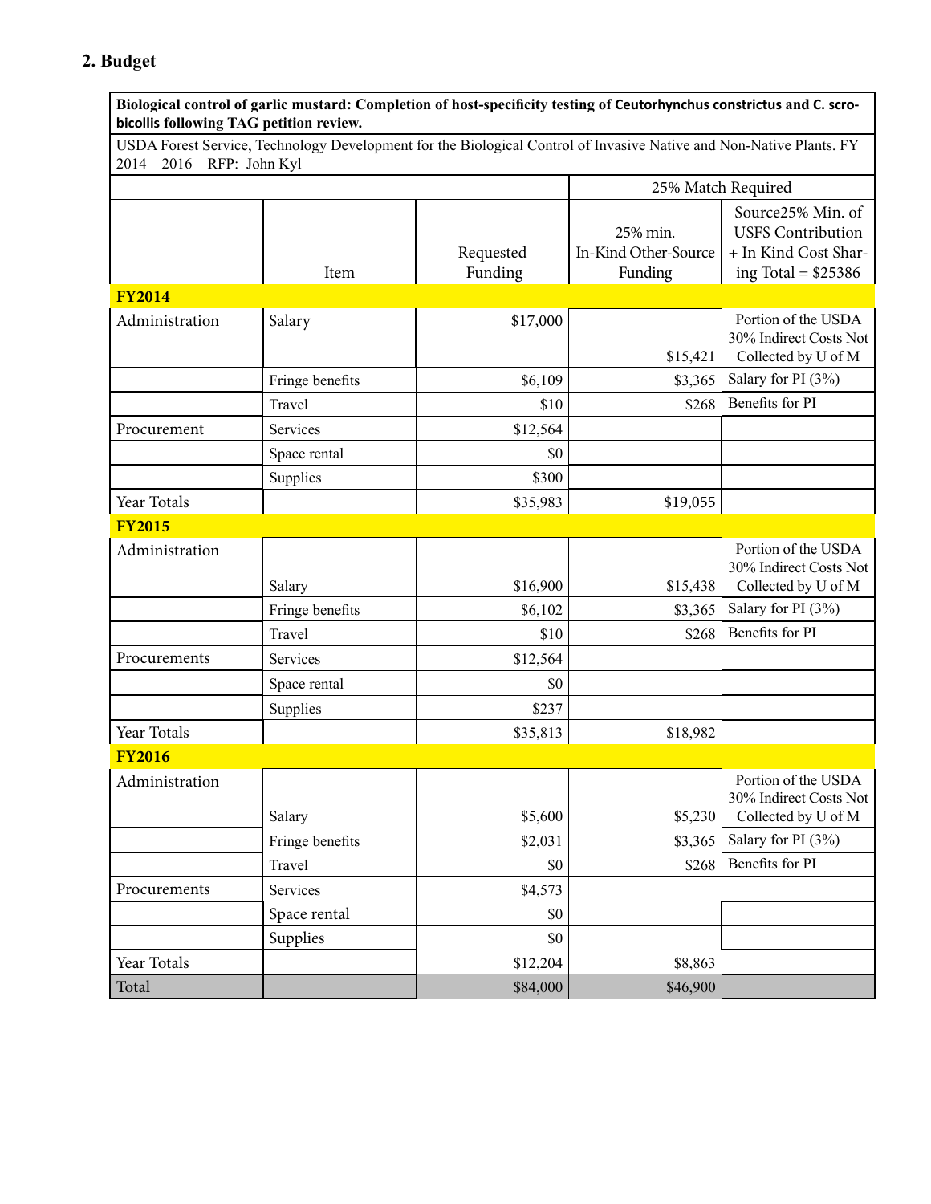## 2. Budget

| **Biological control of garlic mustard: Completion of host-specificity testing of *Ceutorhynchus constrictus* and *C. scrobicollis* following TAG petition review.** | | | | |
|---|---|---|---|---|
| USDA Forest Service, Technology Development for the Biological Control of Invasive Native and Non-Native Plants. FY 2014 – 2016 RFP: John Kyl | | | | |
| | | | 25% Match Required | |
| | Item | Requested Funding | 25% min. In-Kind Other-Source Funding | Source25% Min. of USFS Contribution + In Kind Cost Sharing Total = $25386 |
| **FY2014** | | | | |
| Administration | Salary | $17,000 | $15,421 | Portion of the USDA 30% Indirect Costs Not Collected by U of M |
| | Fringe benefits | $6,109 | $3,365 | Salary for PI (3%) |
| | Travel | $10 | $268 | Benefits for PI |
| Procurement | Services | $12,564 | | |
| | Space rental | $0 | | |
| | Supplies | $300 | | |
| Year Totals | | $35,983 | $19,055 | |
| **FY2015** | | | | |
| Administration | Salary | $16,900 | $15,438 | Portion of the USDA 30% Indirect Costs Not Collected by U of M |
| | Fringe benefits | $6,102 | $3,365 | Salary for PI (3%) |
| | Travel | $10 | $268 | Benefits for PI |
| Procurements | Services | $12,564 | | |
| | Space rental | $0 | | |
| | Supplies | $237 | | |
| Year Totals | | $35,813 | $18,982 | |
| **FY2016** | | | | |
| Administration | Salary | $5,600 | $5,230 | Portion of the USDA 30% Indirect Costs Not Collected by U of M |
| | Fringe benefits | $2,031 | $3,365 | Salary for PI (3%) |
| | Travel | $0 | $268 | Benefits for PI |
| Procurements | Services | $4,573 | | |
| | Space rental | $0 | | |
| | Supplies | $0 | | |
| Year Totals | | $12,204 | $8,863 | |
| Total | | $84,000 | $46,900 | |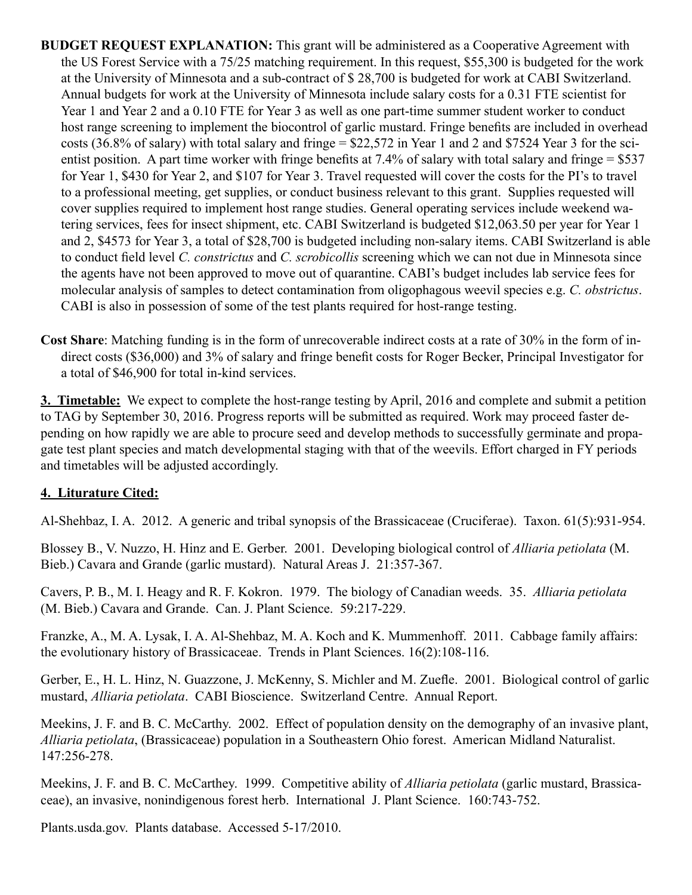**BUDGET REQUEST EXPLANATION:** This grant will be administered as a Cooperative Agreement with the US Forest Service with a 75/25 matching requirement. In this request, $55,300 is budgeted for the work at the University of Minnesota and a sub-contract of $ 28,700 is budgeted for work at CABI Switzerland. Annual budgets for work at the University of Minnesota include salary costs for a 0.31 FTE scientist for Year 1 and Year 2 and a 0.10 FTE for Year 3 as well as one part-time summer student worker to conduct host range screening to implement the biocontrol of garlic mustard. Fringe benefits are included in overhead costs (36.8% of salary) with total salary and fringe = $22,572 in Year 1 and 2 and $7524 Year 3 for the scientist position. A part time worker with fringe benefits at 7.4% of salary with total salary and fringe = $537 for Year 1, $430 for Year 2, and $107 for Year 3. Travel requested will cover the costs for the PI's to travel to a professional meeting, get supplies, or conduct business relevant to this grant. Supplies requested will cover supplies required to implement host range studies. General operating services include weekend watering services, fees for insect shipment, etc. CABI Switzerland is budgeted $12,063.50 per year for Year 1 and 2, $4573 for Year 3, a total of $28,700 is budgeted including non-salary items. CABI Switzerland is able to conduct field level *C. constrictus* and *C. scrobicollis* screening which we can not due in Minnesota since the agents have not been approved to move out of quarantine. CABI's budget includes lab service fees for molecular analysis of samples to detect contamination from oligophagous weevil species e.g. *C. obstrictus*. CABI is also in possession of some of the test plants required for host-range testing.

**Cost Share**: Matching funding is in the form of unrecoverable indirect costs at a rate of 30% in the form of indirect costs ($36,000) and 3% of salary and fringe benefit costs for Roger Becker, Principal Investigator for a total of $46,900 for total in-kind services.

**3. Timetable:** We expect to complete the host-range testing by April, 2016 and complete and submit a petition to TAG by September 30, 2016. Progress reports will be submitted as required. Work may proceed faster depending on how rapidly we are able to procure seed and develop methods to successfully germinate and propagate test plant species and match developmental staging with that of the weevils. Effort charged in FY periods and timetables will be adjusted accordingly.

**4. Liturature Cited:**

Al-Shehbaz, I. A. 2012. A generic and tribal synopsis of the Brassicaceae (Cruciferae). Taxon. 61(5):931-954.

Blossey B., V. Nuzzo, H. Hinz and E. Gerber. 2001. Developing biological control of *Alliaria petiolata* (M. Bieb.) Cavara and Grande (garlic mustard). Natural Areas J. 21:357-367.

Cavers, P. B., M. I. Heagy and R. F. Kokron. 1979. The biology of Canadian weeds. 35. *Alliaria petiolata* (M. Bieb.) Cavara and Grande. Can. J. Plant Science. 59:217-229.

Franzke, A., M. A. Lysak, I. A. Al-Shehbaz, M. A. Koch and K. Mummenhoff. 2011. Cabbage family affairs: the evolutionary history of Brassicaceae. Trends in Plant Sciences. 16(2):108-116.

Gerber, E., H. L. Hinz, N. Guazzone, J. McKenny, S. Michler and M. Zuefle. 2001. Biological control of garlic mustard, *Alliaria petiolata*. CABI Bioscience. Switzerland Centre. Annual Report.

Meekins, J. F. and B. C. McCarthy. 2002. Effect of population density on the demography of an invasive plant, *Alliaria petiolata*, (Brassicaceae) population in a Southeastern Ohio forest. American Midland Naturalist. 147:256-278.

Meekins, J. F. and B. C. McCarthey. 1999. Competitive ability of *Alliaria petiolata* (garlic mustard, Brassicaceae), an invasive, nonindigenous forest herb. International J. Plant Science. 160:743-752.

Plants.usda.gov. Plants database. Accessed 5-17/2010.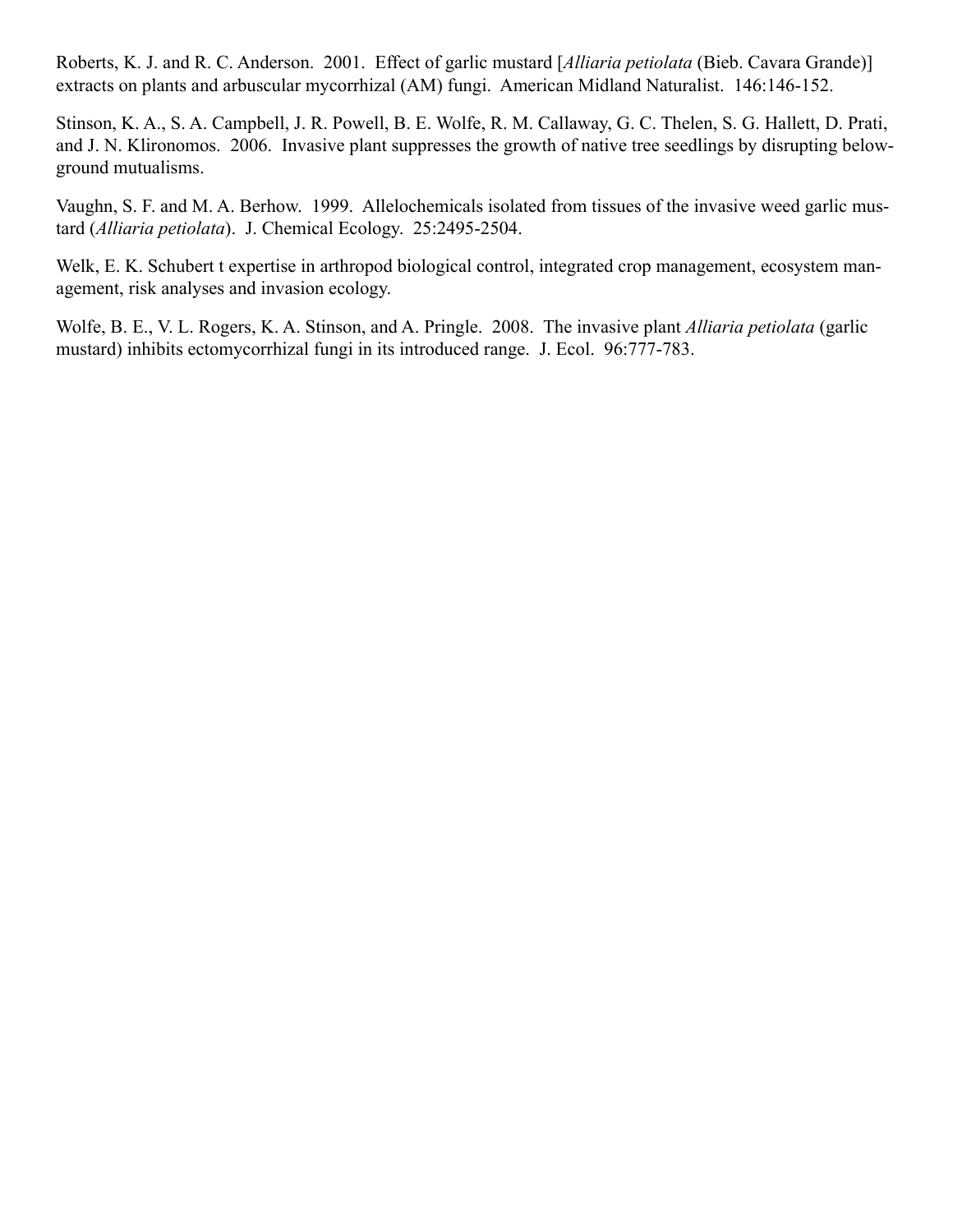Roberts, K. J. and R. C. Anderson. 2001. Effect of garlic mustard [*Alliaria petiolata* (Bieb. Cavara Grande)] extracts on plants and arbuscular mycorrhizal (AM) fungi. American Midland Naturalist. 146:146-152.

Stinson, K. A., S. A. Campbell, J. R. Powell, B. E. Wolfe, R. M. Callaway, G. C. Thelen, S. G. Hallett, D. Prati, and J. N. Klironomos. 2006. Invasive plant suppresses the growth of native tree seedlings by disrupting belowground mutualisms.

Vaughn, S. F. and M. A. Berhow. 1999. Allelochemicals isolated from tissues of the invasive weed garlic mustard (*Alliaria petiolata*). J. Chemical Ecology. 25:2495-2504.

Welk, E. K. Schubert t expertise in arthropod biological control, integrated crop management, ecosystem management, risk analyses and invasion ecology.

Wolfe, B. E., V. L. Rogers, K. A. Stinson, and A. Pringle. 2008. The invasive plant *Alliaria petiolata* (garlic mustard) inhibits ectomycorrhizal fungi in its introduced range. J. Ecol. 96:777-783.